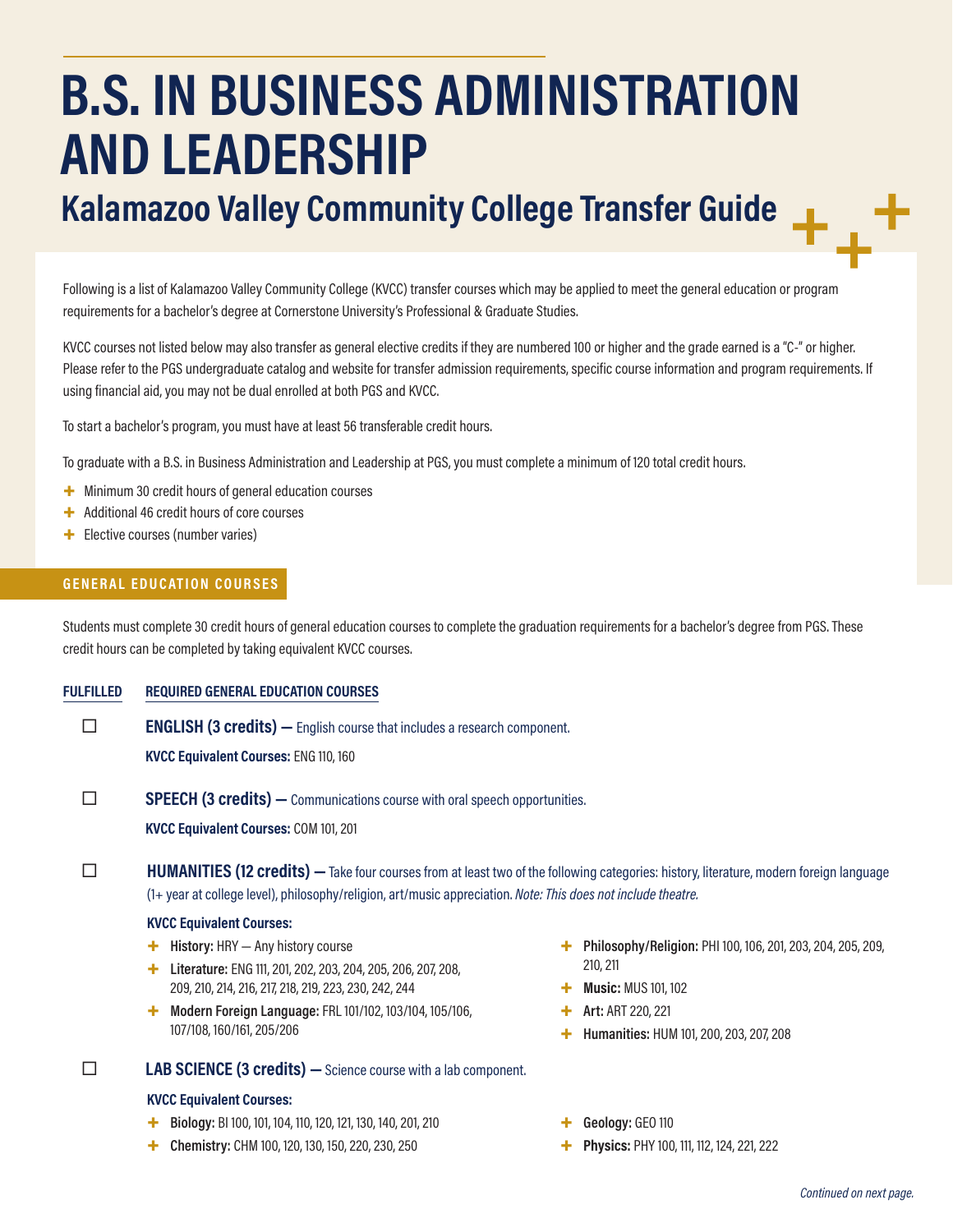# B.S. IN BUSINESS ADMINISTRATION AND LEADERSHIP

## Kalamazoo Valley Community College Transfer Guide

Following is a list of Kalamazoo Valley Community College (KVCC) transfer courses which may be applied to meet the general education or program requirements for a bachelor's degree at Cornerstone University's Professional & Graduate Studies.

KVCC courses not listed below may also transfer as general elective credits if they are numbered 100 or higher and the grade earned is a "C-" or higher. Please refer to the PGS undergraduate catalog and website for transfer admission requirements, specific course information and program requirements. If using financial aid, you may not be dual enrolled at both PGS and KVCC.

To start a bachelor's program, you must have at least 56 transferable credit hours.

To graduate with a B.S. in Business Administration and Leadership at PGS, you must complete a minimum of 120 total credit hours.

- Minimum 30 credit hours of general education courses
- Additional 46 credit hours of core courses
- Elective courses (number varies)

### GENERAL EDUCATION COURSES

Students must complete 30 credit hours of general education courses to complete the graduation requirements for a bachelor's degree from PGS. These credit hours can be completed by taking equivalent KVCC courses.

**FULFILLED** | **REQUIRED GENERAL EDUCATION COURSES**

☐ **ENGLISH (3 credits) —** English course that includes a research component.

**KVCC Equivalent Courses:** ENG 110, 160

☐ **SPEECH (3 credits) —** Communications course with oral speech opportunities.

**KVCC Equivalent Courses:** COM 101, 201

☐ **HUMANITIES (12 credits) —** Take four courses from at least two of the following categories: history, literature, modern foreign language (1+ year at college level), philosophy/religion, art/music appreciation. *Note: This does not include theatre.*

**KVCC Equivalent Courses:**

- **History:** HRY — Any history course
- **Literature:** ENG 111, 201, 202, 203, 204, 205, 206, 207, 208, 209, 210, 214, 216, 217, 218, 219, 223, 230, 242, 244
- **Modern Foreign Language:** FRL 101/102, 103/104, 105/106, 107/108, 160/161, 205/206
- **Philosophy/Religion:** PHI 100, 106, 201, 203, 204, 205, 209, 210, 211
- **Music:** MUS 101, 102
- **Art:** ART 220, 221
- **Humanities:** HUM 101, 200, 203, 207, 208

☐ **LAB SCIENCE (3 credits) —** Science course with a lab component.

**KVCC Equivalent Courses:**

- **Biology:** BI 100, 101, 104, 110, 120, 121, 130, 140, 201, 210
- **Chemistry:** CHM 100, 120, 130, 150, 220, 230, 250
- **Geology:** GEO 110
- **Physics:** PHY 100, 111, 112, 124, 221, 222

*Continued on next page.*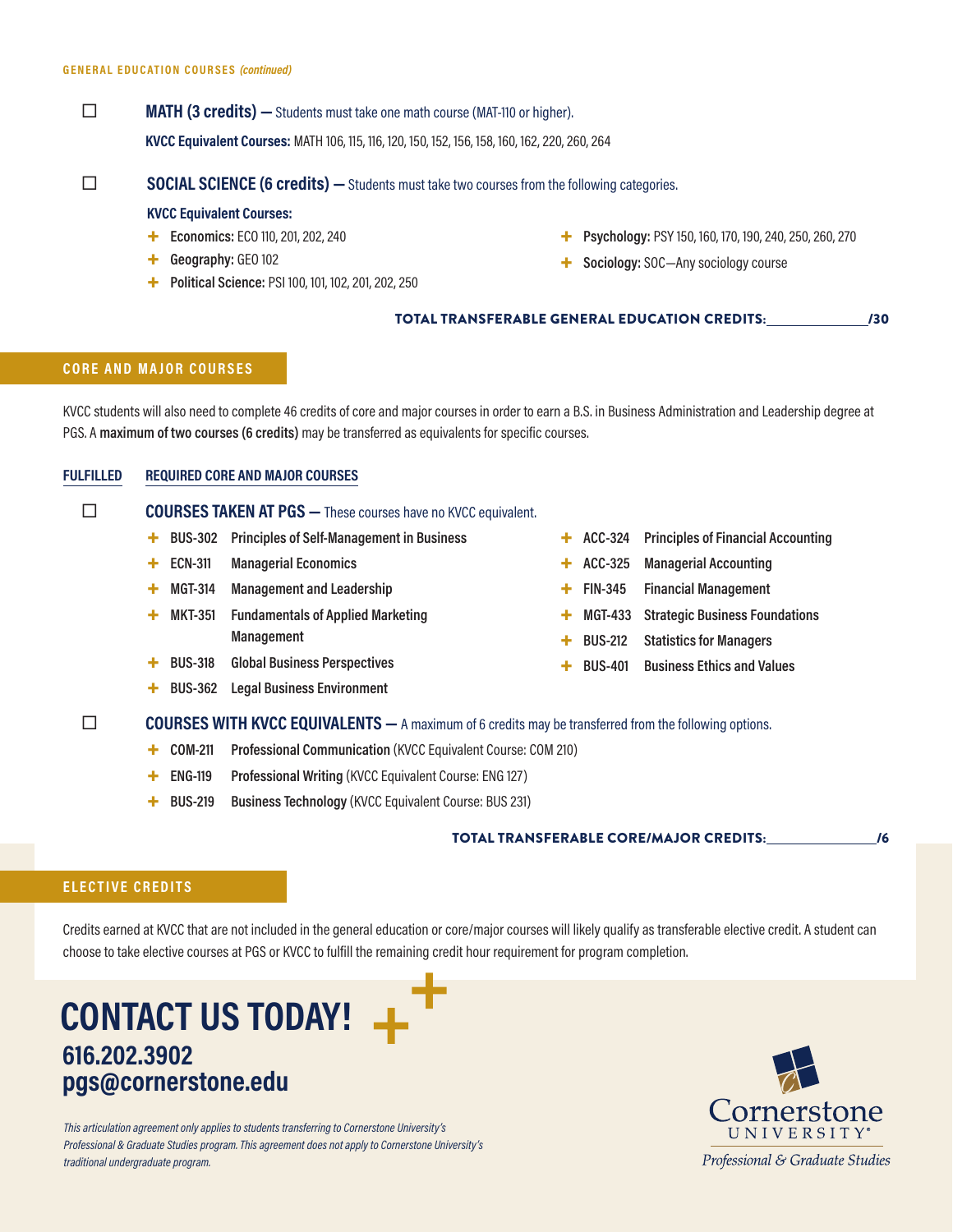GENERAL EDUCATION COURSES *(continued)*

☐ **MATH (3 credits) —** Students must take one math course (MAT-110 or higher).

**KVCC Equivalent Courses:** MATH 106, 115, 116, 120, 150, 152, 156, 158, 160, 162, 220, 260, 264

☐ **SOCIAL SCIENCE (6 credits) —** Students must take two courses from the following categories.

**KVCC Equivalent Courses:**

- **Economics:** ECO 110, 201, 202, 240
- **Geography:** GEO 102
- **Political Science:** PSI 100, 101, 102, 201, 202, 250
- **Psychology:** PSY 150, 160, 170, 190, 240, 250, 260, 270
- **Sociology:** SOC—Any sociology course

**TOTAL TRANSFERABLE GENERAL EDUCATION CREDITS:\_\_\_\_\_\_\_\_\_\_/30**

## CORE AND MAJOR COURSES

KVCC students will also need to complete 46 credits of core and major courses in order to earn a B.S. in Business Administration and Leadership degree at PGS. A **maximum of two courses (6 credits)** may be transferred as equivalents for specific courses.

**FULFILLED** | **REQUIRED CORE AND MAJOR COURSES**

☐ **COURSES TAKEN AT PGS —** These courses have no KVCC equivalent.

- **BUS-302** Principles of Self-Management in Business
- **ECN-311** Managerial Economics
- **MGT-314** Management and Leadership
- **MKT-351** Fundamentals of Applied Marketing Management
- **BUS-318** Global Business Perspectives
- **BUS-362** Legal Business Environment
- **ACC-324** Principles of Financial Accounting
- **ACC-325** Managerial Accounting
- **FIN-345** Financial Management
- **MGT-433** Strategic Business Foundations
- **BUS-212** Statistics for Managers
- **BUS-401** Business Ethics and Values

☐ **COURSES WITH KVCC EQUIVALENTS —** A maximum of 6 credits may be transferred from the following options.

- **COM-211** **Professional Communication** (KVCC Equivalent Course: COM 210)
- **ENG-119** **Professional Writing** (KVCC Equivalent Course: ENG 127)
- **BUS-219** **Business Technology** (KVCC Equivalent Course: BUS 231)

**TOTAL TRANSFERABLE CORE/MAJOR CREDITS:\_\_\_\_\_\_\_\_\_\_/6**

## ELECTIVE CREDITS

Credits earned at KVCC that are not included in the general education or core/major courses will likely qualify as transferable elective credit. A student can choose to take elective courses at PGS or KVCC to fulfill the remaining credit hour requirement for program completion.

# CONTACT US TODAY!

**616.202.3902**
**pgs@cornerstone.edu**

*This articulation agreement only applies to students transferring to Cornerstone University's Professional & Graduate Studies program. This agreement does not apply to Cornerstone University's traditional undergraduate program.*

Cornerstone UNIVERSITY®
*Professional & Graduate Studies*